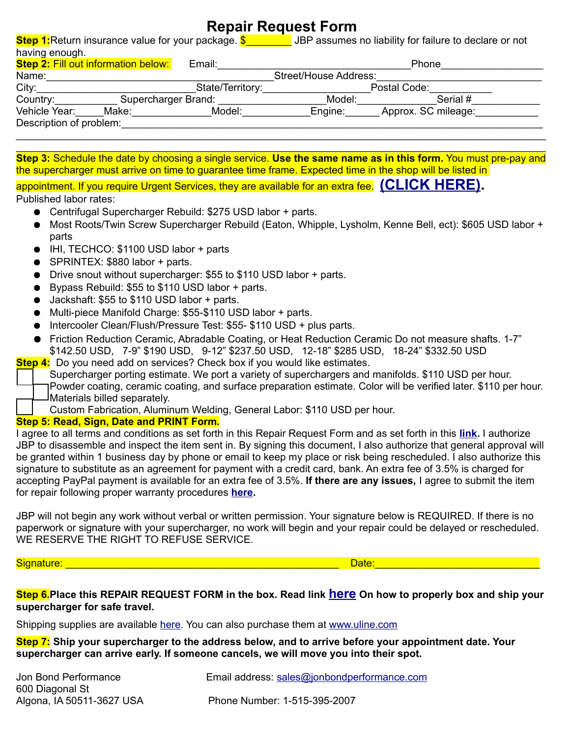# Repair Request Form

**Step 1:** Return insurance value for your package. $________ JBP assumes no liability for failure to declare or not having enough.

**Step 2: Fill out information below:** Email:___________________________________ Phone__________________

Name:________________________________________ Street/House Address:______________________________

City:___________________________ State/Territory:__________________ Postal Code:___________

Country:___________ Supercharger Brand: __________________ Model:______________ Serial #_____________

Vehicle Year:_____ Make:______________ Model:____________ Engine:______ Approx. SC mileage:___________

Description of problem:______________________________________________________________________________

_____________________________________________________________________________________________

_____________________________________________________________________________________________

**Step 3:** Schedule the date by choosing a single service. **Use the same name as in this form.** You must pre-pay and the supercharger must arrive on time to guarantee time frame. Expected time in the shop will be listed in appointment. If you require Urgent Services, they are available for an extra fee. **(CLICK HERE).**

Published labor rates:

- Centrifugal Supercharger Rebuild: $275 USD labor + parts.
- Most Roots/Twin Screw Supercharger Rebuild (Eaton, Whipple, Lysholm, Kenne Bell, ect): $605 USD labor + parts
- IHI, TECHCO: $1100 USD labor + parts
- SPRINTEX: $880 labor + parts.
- Drive snout without supercharger: $55 to $110 USD labor + parts.
- Bypass Rebuild: $55 to $110 USD labor + parts.
- Jackshaft: $55 to $110 USD labor + parts.
- Multi-piece Manifold Charge: $55-$110 USD labor + parts.
- Intercooler Clean/Flush/Pressure Test: $55- $110 USD + plus parts.
- Friction Reduction Ceramic, Abradable Coating, or Heat Reduction Ceramic Do not measure shafts. 1-7" $142.50 USD, 7-9" $190 USD, 9-12" $237.50 USD, 12-18" $285 USD, 18-24" $332.50 USD

**Step 4:** Do you need add on services? Check box if you would like estimates.

- ☐ Supercharger porting estimate. We port a variety of superchargers and manifolds. $110 USD per hour.
- ☐ Powder coating, ceramic coating, and surface preparation estimate. Color will be verified later. $110 per hour. Materials billed separately.
- ☐ Custom Fabrication, Aluminum Welding, General Labor: $110 USD per hour.

**Step 5: Read, Sign, Date and PRINT Form.**

I agree to all terms and conditions as set forth in this Repair Request Form and as set forth in this **link.** I authorize JBP to disassemble and inspect the item sent in. By signing this document, I also authorize that general approval will be granted within 1 business day by phone or email to keep my place or risk being rescheduled. I also authorize this signature to substitute as an agreement for payment with a credit card, bank. An extra fee of 3.5% is charged for accepting PayPal payment is available for an extra fee of 3.5%. **If there are any issues,** I agree to submit the item for repair following proper warranty procedures **here.**

JBP will not begin any work without verbal or written permission. Your signature below is REQUIRED. If there is no paperwork or signature with your supercharger, no work will begin and your repair could be delayed or rescheduled. WE RESERVE THE RIGHT TO REFUSE SERVICE.

Signature: ___________________________________________________ Date:______________________________

**Step 6. Place this REPAIR REQUEST FORM in the box. Read link here On how to properly box and ship your supercharger for safe travel.**

Shipping supplies are available here. You can also purchase them at www.uline.com

**Step 7: Ship your supercharger to the address below, and to arrive before your appointment date. Your supercharger can arrive early. If someone cancels, we will move you into their spot.**

Jon Bond Performance
600 Diagonal St
Algona, IA 50511-3627 USA

Email address: sales@jonbondperformance.com

Phone Number: 1-515-395-2007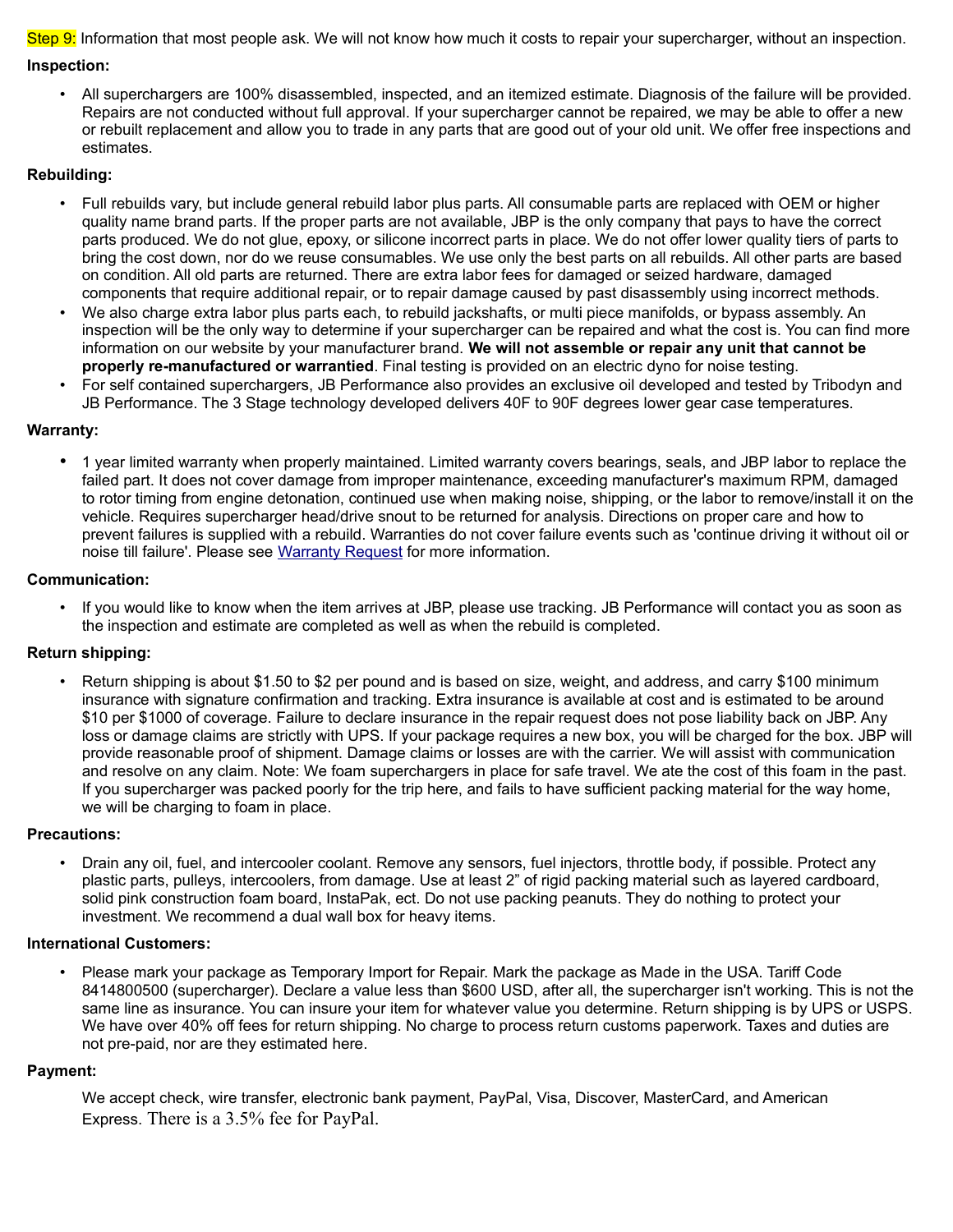Step 9: Information that most people ask. We will not know how much it costs to repair your supercharger, without an inspection.

**Inspection:**

- All superchargers are 100% disassembled, inspected, and an itemized estimate. Diagnosis of the failure will be provided. Repairs are not conducted without full approval. If your supercharger cannot be repaired, we may be able to offer a new or rebuilt replacement and allow you to trade in any parts that are good out of your old unit. We offer free inspections and estimates.

**Rebuilding:**

- Full rebuilds vary, but include general rebuild labor plus parts. All consumable parts are replaced with OEM or higher quality name brand parts. If the proper parts are not available, JBP is the only company that pays to have the correct parts produced. We do not glue, epoxy, or silicone incorrect parts in place. We do not offer lower quality tiers of parts to bring the cost down, nor do we reuse consumables. We use only the best parts on all rebuilds. All other parts are based on condition. All old parts are returned. There are extra labor fees for damaged or seized hardware, damaged components that require additional repair, or to repair damage caused by past disassembly using incorrect methods.
- We also charge extra labor plus parts each, to rebuild jackshafts, or multi piece manifolds, or bypass assembly. An inspection will be the only way to determine if your supercharger can be repaired and what the cost is. You can find more information on our website by your manufacturer brand. **We will not assemble or repair any unit that cannot be properly re-manufactured or warrantied**. Final testing is provided on an electric dyno for noise testing.
- For self contained superchargers, JB Performance also provides an exclusive oil developed and tested by Tribodyn and JB Performance. The 3 Stage technology developed delivers 40F to 90F degrees lower gear case temperatures.

**Warranty:**

- 1 year limited warranty when properly maintained. Limited warranty covers bearings, seals, and JBP labor to replace the failed part. It does not cover damage from improper maintenance, exceeding manufacturer's maximum RPM, damaged to rotor timing from engine detonation, continued use when making noise, shipping, or the labor to remove/install it on the vehicle. Requires supercharger head/drive snout to be returned for analysis. Directions on proper care and how to prevent failures is supplied with a rebuild. Warranties do not cover failure events such as 'continue driving it without oil or noise till failure'. Please see Warranty Request for more information.

**Communication:**

- If you would like to know when the item arrives at JBP, please use tracking. JB Performance will contact you as soon as the inspection and estimate are completed as well as when the rebuild is completed.

**Return shipping:**

- Return shipping is about $1.50 to $2 per pound and is based on size, weight, and address, and carry $100 minimum insurance with signature confirmation and tracking. Extra insurance is available at cost and is estimated to be around $10 per $1000 of coverage. Failure to declare insurance in the repair request does not pose liability back on JBP. Any loss or damage claims are strictly with UPS. If your package requires a new box, you will be charged for the box. JBP will provide reasonable proof of shipment. Damage claims or losses are with the carrier. We will assist with communication and resolve on any claim. Note: We foam superchargers in place for safe travel. We ate the cost of this foam in the past. If you supercharger was packed poorly for the trip here, and fails to have sufficient packing material for the way home, we will be charging to foam in place.

**Precautions:**

- Drain any oil, fuel, and intercooler coolant. Remove any sensors, fuel injectors, throttle body, if possible. Protect any plastic parts, pulleys, intercoolers, from damage. Use at least 2" of rigid packing material such as layered cardboard, solid pink construction foam board, InstaPak, ect. Do not use packing peanuts. They do nothing to protect your investment. We recommend a dual wall box for heavy items.

**International Customers:**

- Please mark your package as Temporary Import for Repair. Mark the package as Made in the USA. Tariff Code 8414800500 (supercharger). Declare a value less than $600 USD, after all, the supercharger isn't working. This is not the same line as insurance. You can insure your item for whatever value you determine. Return shipping is by UPS or USPS. We have over 40% off fees for return shipping. No charge to process return customs paperwork. Taxes and duties are not pre-paid, nor are they estimated here.

**Payment:**

We accept check, wire transfer, electronic bank payment, PayPal, Visa, Discover, MasterCard, and American Express. There is a 3.5% fee for PayPal.